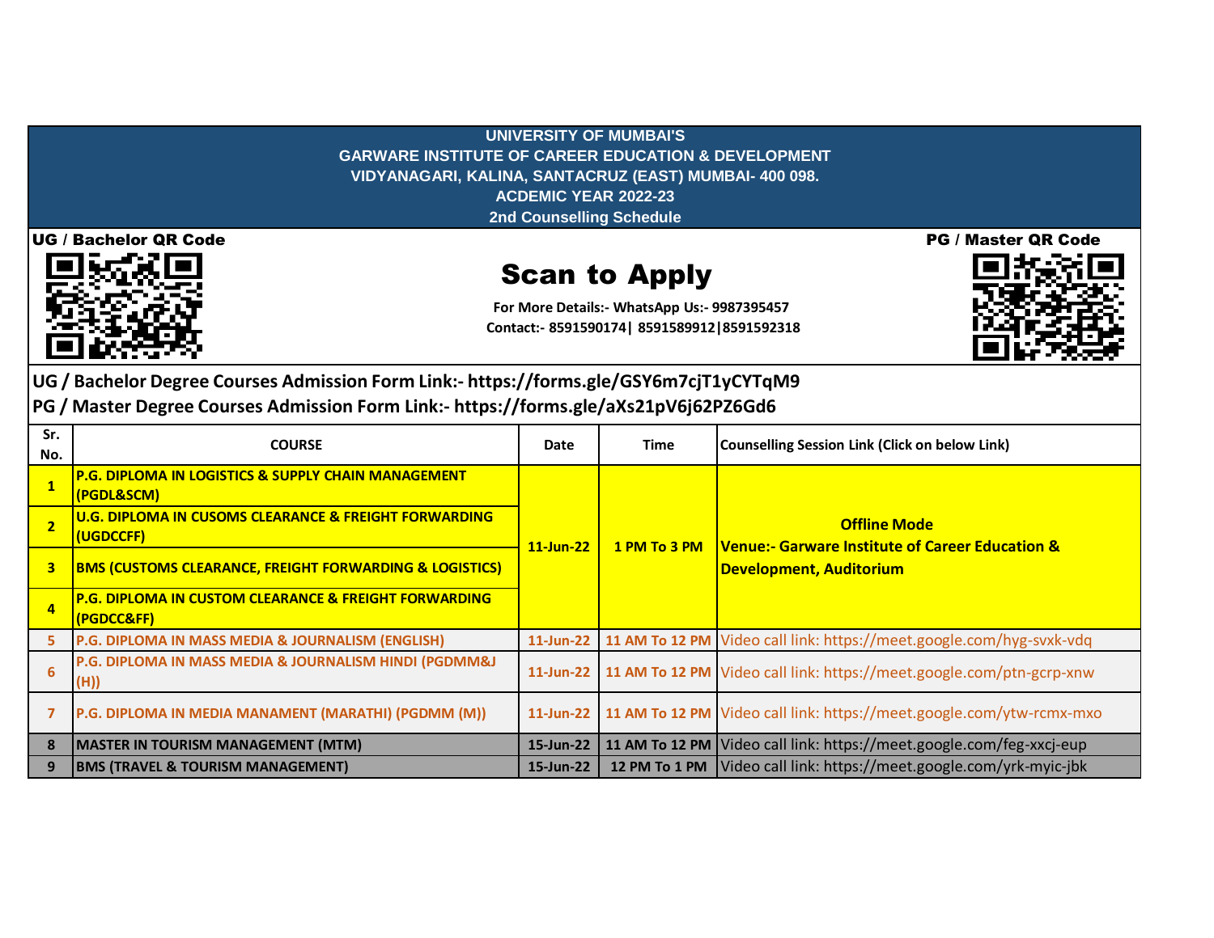# UNIVERSITY OF MUMBAI'S
## GARWARE INSTITUTE OF CAREER EDUCATION & DEVELOPMENT
VIDYANAGARI, KALINA, SANTACRUZ (EAST) MUMBAI- 400 098.

ACDEMIC YEAR 2022-23

2nd Counselling Schedule

**UG / Bachelor QR Code**

**PG / Master QR Code**

## Scan to Apply

**For More Details:- WhatsApp Us:- 9987395457**

**Contact:- 8591590174| 8591589912|8591592318**

**UG / Bachelor Degree Courses Admission Form Link:- https://forms.gle/GSY6m7cjT1yCYTqM9**

**PG / Master Degree Courses Admission Form Link:- https://forms.gle/aXs21pV6j62PZ6Gd6**

| Sr. No. | COURSE | Date | Time | Counselling Session Link (Click on below Link) |
|---|---|---|---|---|
| 1 | P.G. DIPLOMA IN LOGISTICS & SUPPLY CHAIN MANAGEMENT (PGDL&SCM) | 11-Jun-22 | 1 PM To 3 PM | Offline Mode Venue:- Garware Institute of Career Education & Development, Auditorium |
| 2 | U.G. DIPLOMA IN CUSOMS CLEARANCE & FREIGHT FORWARDING (UGDCCFF) | | | |
| 3 | BMS (CUSTOMS CLEARANCE, FREIGHT FORWARDING & LOGISTICS) | | | |
| 4 | P.G. DIPLOMA IN CUSTOM CLEARANCE & FREIGHT FORWARDING (PGDCC&FF) | | | |
| 5 | P.G. DIPLOMA IN MASS MEDIA & JOURNALISM (ENGLISH) | 11-Jun-22 | 11 AM To 12 PM | Video call link: https://meet.google.com/hyg-svxk-vdq |
| 6 | P.G. DIPLOMA IN MASS MEDIA & JOURNALISM HINDI (PGDMM&J (H)) | 11-Jun-22 | 11 AM To 12 PM | Video call link: https://meet.google.com/ptn-gcrp-xnw |
| 7 | P.G. DIPLOMA IN MEDIA MANAMENT (MARATHI) (PGDMM (M)) | 11-Jun-22 | 11 AM To 12 PM | Video call link: https://meet.google.com/ytw-rcmx-mxo |
| 8 | MASTER IN TOURISM MANAGEMENT (MTM) | 15-Jun-22 | 11 AM To 12 PM | Video call link: https://meet.google.com/feg-xxcj-eup |
| 9 | BMS (TRAVEL & TOURISM MANAGEMENT) | 15-Jun-22 | 12 PM To 1 PM | Video call link: https://meet.google.com/yrk-myic-jbk |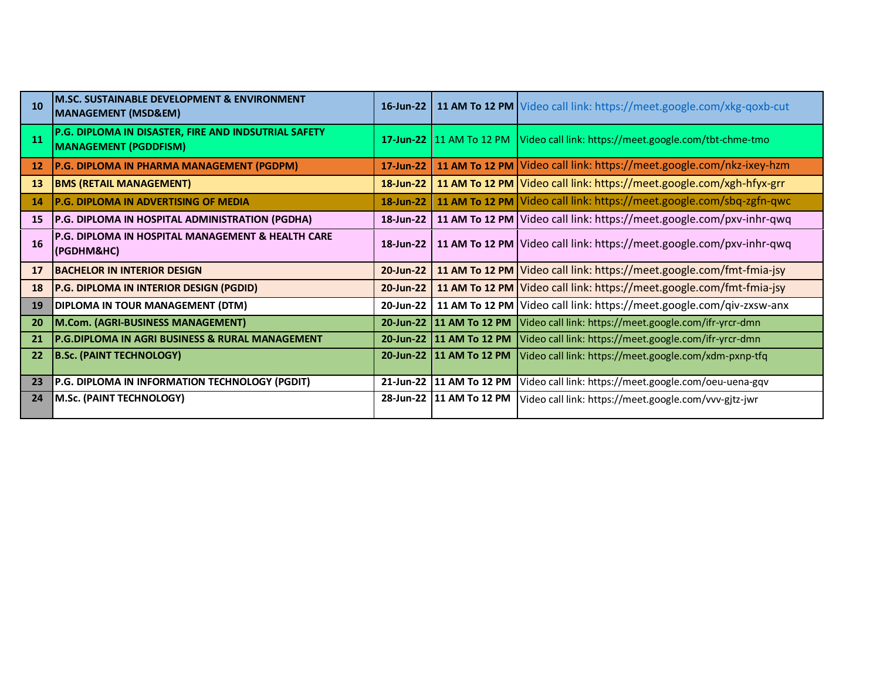| | | | | |
|---|---|---|---|---|
| 10 | **M.SC. SUSTAINABLE DEVELOPMENT & ENVIRONMENT MANAGEMENT (MSD&EM)** | **16-Jun-22** | **11 AM To 12 PM** | Video call link: https://meet.google.com/xkg-qoxb-cut |
| 11 | **P.G. DIPLOMA IN DISASTER, FIRE AND INDSUTRIAL SAFETY MANAGEMENT (PGDDFISM)** | **17-Jun-22** | 11 AM To 12 PM | Video call link: https://meet.google.com/tbt-chme-tmo |
| 12 | **P.G. DIPLOMA IN PHARMA MANAGEMENT (PGDPM)** | **17-Jun-22** | **11 AM To 12 PM** | Video call link: https://meet.google.com/nkz-ixey-hzm |
| 13 | **BMS (RETAIL MANAGEMENT)** | **18-Jun-22** | **11 AM To 12 PM** | Video call link: https://meet.google.com/xgh-hfyx-grr |
| 14 | **P.G. DIPLOMA IN ADVERTISING OF MEDIA** | **18-Jun-22** | **11 AM To 12 PM** | Video call link: https://meet.google.com/sbq-zgfn-qwc |
| 15 | **P.G. DIPLOMA IN HOSPITAL ADMINISTRATION (PGDHA)** | **18-Jun-22** | **11 AM To 12 PM** | Video call link: https://meet.google.com/pxv-inhr-qwq |
| 16 | **P.G. DIPLOMA IN HOSPITAL MANAGEMENT & HEALTH CARE (PGDHM&HC)** | **18-Jun-22** | **11 AM To 12 PM** | Video call link: https://meet.google.com/pxv-inhr-qwq |
| 17 | **BACHELOR IN INTERIOR DESIGN** | **20-Jun-22** | **11 AM To 12 PM** | Video call link: https://meet.google.com/fmt-fmia-jsy |
| 18 | **P.G. DIPLOMA IN INTERIOR DESIGN (PGDID)** | **20-Jun-22** | **11 AM To 12 PM** | Video call link: https://meet.google.com/fmt-fmia-jsy |
| 19 | **DIPLOMA IN TOUR MANAGEMENT (DTM)** | **20-Jun-22** | **11 AM To 12 PM** | Video call link: https://meet.google.com/qiv-zxsw-anx |
| 20 | **M.Com. (AGRI-BUSINESS MANAGEMENT)** | **20-Jun-22** | **11 AM To 12 PM** | Video call link: https://meet.google.com/ifr-yrcr-dmn |
| 21 | **P.G.DIPLOMA IN AGRI BUSINESS & RURAL MANAGEMENT** | **20-Jun-22** | **11 AM To 12 PM** | Video call link: https://meet.google.com/ifr-yrcr-dmn |
| 22 | **B.Sc. (PAINT TECHNOLOGY)** | **20-Jun-22** | **11 AM To 12 PM** | Video call link: https://meet.google.com/xdm-pxnp-tfq |
| 23 | **P.G. DIPLOMA IN INFORMATION TECHNOLOGY (PGDIT)** | **21-Jun-22** | **11 AM To 12 PM** | Video call link: https://meet.google.com/oeu-uena-gqv |
| 24 | **M.Sc. (PAINT TECHNOLOGY)** | **28-Jun-22** | **11 AM To 12 PM** | Video call link: https://meet.google.com/vvv-gjtz-jwr |